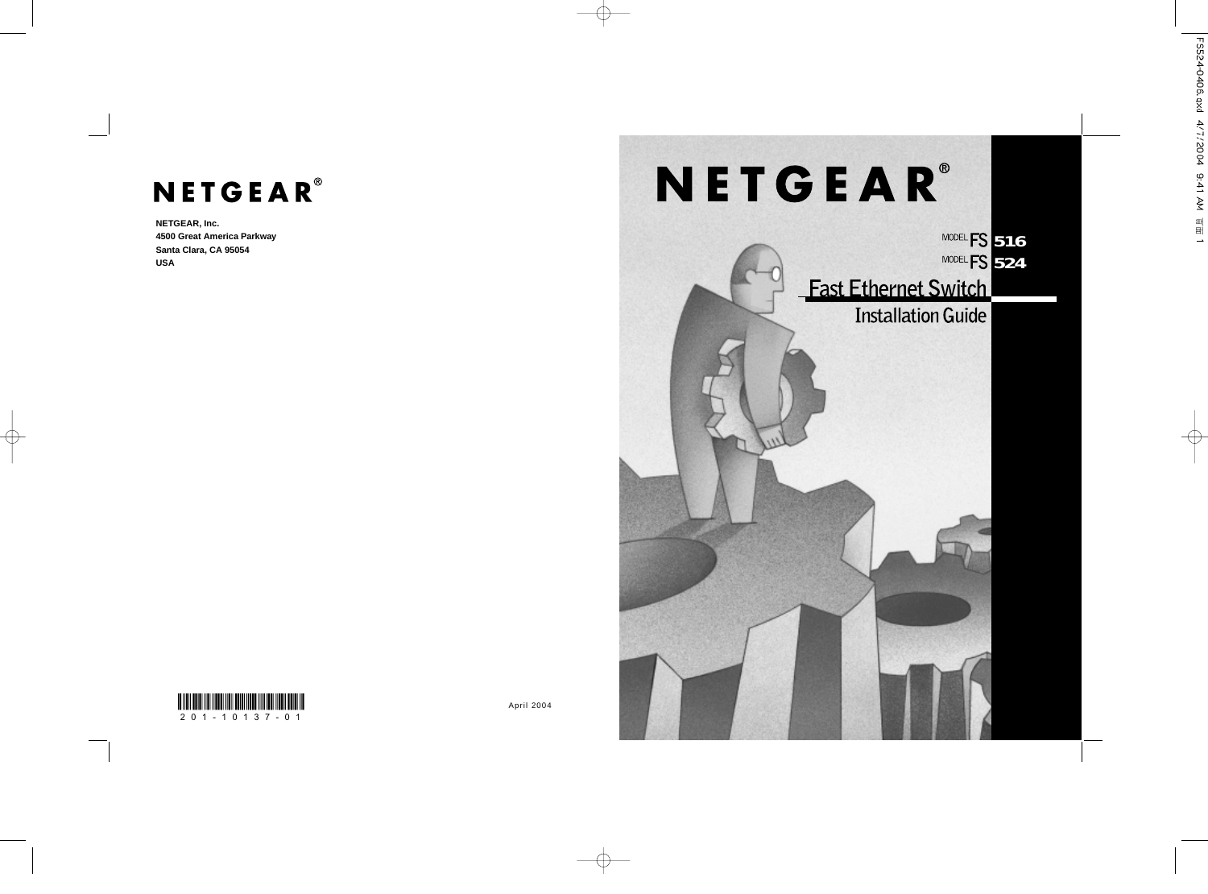**NETGEAR®**

**NETGEAR, Inc.**
**4500 Great America Parkway**
**Santa Clara, CA 95054**
**USA**

201-10137-01

April 2004

# NETGEAR®

MODEL **FS 516**

MODEL **FS 524**

## Fast Ethernet Switch

### Installation Guide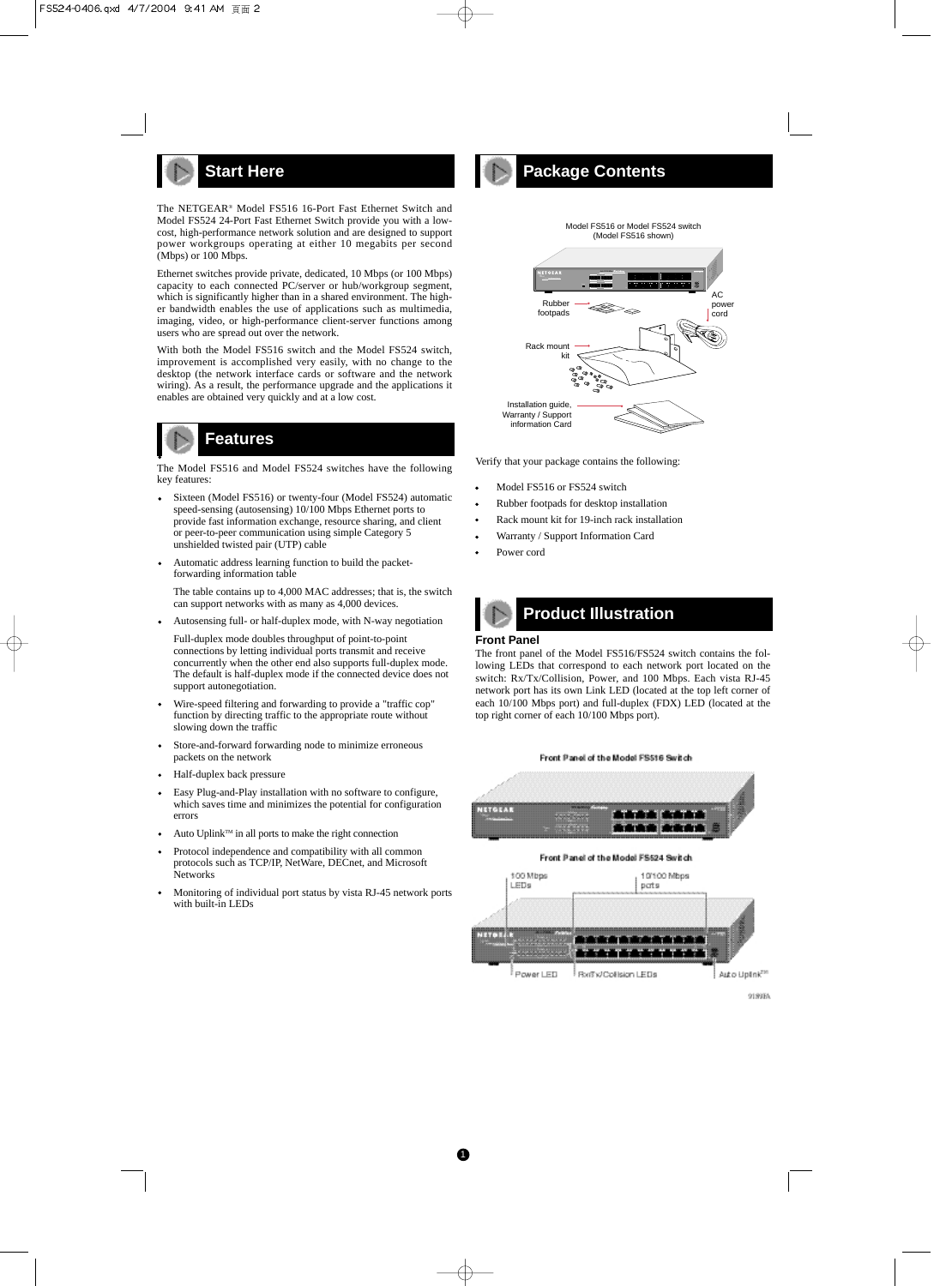## Start Here

The NETGEAR® Model FS516 16-Port Fast Ethernet Switch and Model FS524 24-Port Fast Ethernet Switch provide you with a low-cost, high-performance network solution and are designed to support power workgroups operating at either 10 megabits per second (Mbps) or 100 Mbps.

Ethernet switches provide private, dedicated, 10 Mbps (or 100 Mbps) capacity to each connected PC/server or hub/workgroup segment, which is significantly higher than in a shared environment. The higher bandwidth enables the use of applications such as multimedia, imaging, video, or high-performance client-server functions among users who are spread out over the network.

With both the Model FS516 switch and the Model FS524 switch, improvement is accomplished very easily, with no change to the desktop (the network interface cards or software and the network wiring). As a result, the performance upgrade and the applications it enables are obtained very quickly and at a low cost.

## Features

The Model FS516 and Model FS524 switches have the following key features:

- Sixteen (Model FS516) or twenty-four (Model FS524) automatic speed-sensing (autosensing) 10/100 Mbps Ethernet ports to provide fast information exchange, resource sharing, and client or peer-to-peer communication using simple Category 5 unshielded twisted pair (UTP) cable
- Automatic address learning function to build the packet-forwarding information table

  The table contains up to 4,000 MAC addresses; that is, the switch can support networks with as many as 4,000 devices.
- Autosensing full- or half-duplex mode, with N-way negotiation

  Full-duplex mode doubles throughput of point-to-point connections by letting individual ports transmit and receive concurrently when the other end also supports full-duplex mode. The default is half-duplex mode if the connected device does not support autonegotiation.
- Wire-speed filtering and forwarding to provide a "traffic cop" function by directing traffic to the appropriate route without slowing down the traffic
- Store-and-forward forwarding node to minimize erroneous packets on the network
- Half-duplex back pressure
- Easy Plug-and-Play installation with no software to configure, which saves time and minimizes the potential for configuration errors
- Auto Uplink™ in all ports to make the right connection
- Protocol independence and compatibility with all common protocols such as TCP/IP, NetWare, DECnet, and Microsoft Networks
- Monitoring of individual port status by vista RJ-45 network ports with built-in LEDs

## Package Contents

Model FS516 or Model FS524 switch (Model FS516 shown)

Rubber footpads

AC power cord

Rack mount kit

Installation guide, Warranty / Support information Card

Verify that your package contains the following:

- Model FS516 or FS524 switch
- Rubber footpads for desktop installation
- Rack mount kit for 19-inch rack installation
- Warranty / Support Information Card
- Power cord

## Product Illustration

### Front Panel

The front panel of the Model FS516/FS524 switch contains the following LEDs that correspond to each network port located on the switch: Rx/Tx/Collision, Power, and 100 Mbps. Each vista RJ-45 network port has its own Link LED (located at the top left corner of each 10/100 Mbps port) and full-duplex (FDX) LED (located at the top right corner of each 10/100 Mbps port).

Front Panel of the Model FS516 Switch

Front Panel of the Model FS524 Switch

100 Mbps LEDs

10/100 Mbps ports

Power LED

RxTx/Collision LEDs

Auto Uplink™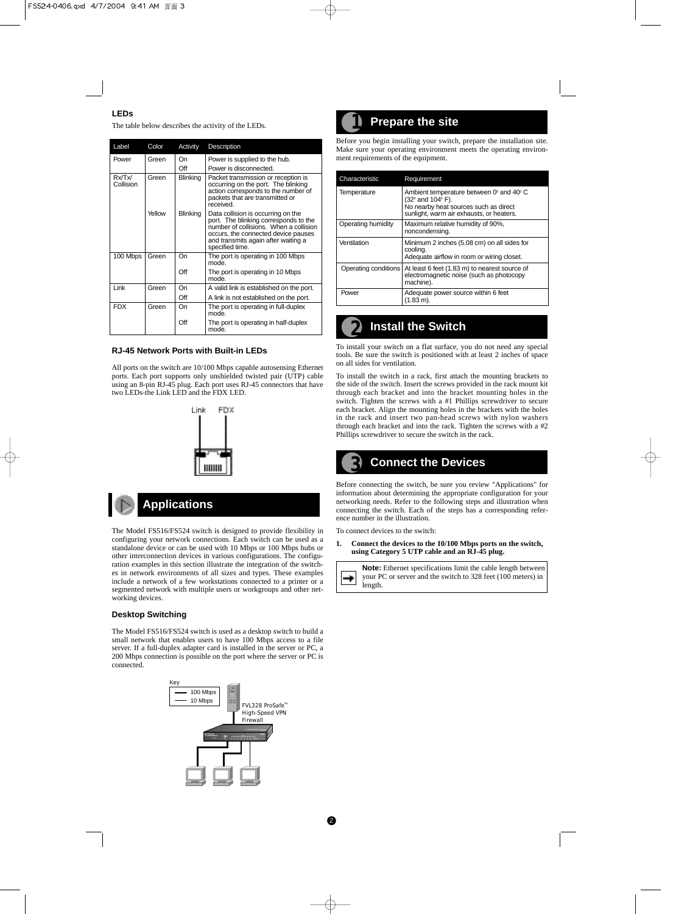### LEDs

The table below describes the activity of the LEDs.

| Label | Color | Activity | Description |
|---|---|---|---|
| Power | Green | On | Power is supplied to the hub. |
| | | Off | Power is disconnected. |
| Rx/Tx/ Collision | Green | Blinking | Packet transmission or reception is occurring on the port. The blinking action corresponds to the number of packets that are transmitted or received. |
| | Yellow | Blinking | Data collision is occurring on the port. The blinking corresponds to the number of collisions. When a collision occurs, the connected device pauses and transmits again after waiting a specified time. |
| 100 Mbps | Green | On | The port is operating in 100 Mbps mode. |
| | | Off | The port is operating in 10 Mbps mode. |
| Link | Green | On | A valid link is established on the port. |
| | | Off | A link is not established on the port. |
| FDX | Green | On | The port is operating in full-duplex mode. |
| | | Off | The port is operating in half-duplex mode. |

### RJ-45 Network Ports with Built-in LEDs

All ports on the switch are 10/100 Mbps capable autosensing Ethernet ports. Each port supports only unshielded twisted pair (UTP) cable using an 8-pin RJ-45 plug. Each port uses RJ-45 connectors that have two LEDs-the Link LED and the FDX LED.

Link FDX

## Applications

The Model FS516/FS524 switch is designed to provide flexibility in configuring your network connections. Each switch can be used as a standalone device or can be used with 10 Mbps or 100 Mbps hubs or other interconnection devices in various configurations. The configuration examples in this section illustrate the integration of the switches in network environments of all sizes and types. These examples include a network of a few workstations connected to a printer or a segmented network with multiple users or workgroups and other networking devices.

### Desktop Switching

The Model FS516/FS524 switch is used as a desktop switch to build a small network that enables users to have 100 Mbps access to a file server. If a full-duplex adapter card is installed in the server or PC, a 200 Mbps connection is possible on the port where the server or PC is connected.

Key: 100 Mbps, 10 Mbps

FVL328 ProSafe™ High-Speed VPN Firewall

## 1 Prepare the site

Before you begin installing your switch, prepare the installation site. Make sure your operating environment meets the operating environment requirements of the equipment.

| Characteristic | Requirement |
|---|---|
| Temperature | Ambient temperature between 0° and 40° C (32° and 104° F). No nearby heat sources such as direct sunlight, warm air exhausts, or heaters. |
| Operating humidity | Maximum relative humidity of 90%, noncondensing. |
| Ventilation | Minimum 2 inches (5.08 cm) on all sides for cooling. Adequate airflow in room or wiring closet. |
| Operating conditions | At least 6 feet (1.83 m) to nearest source of electromagnetic noise (such as photocopy machine). |
| Power | Adequate power source within 6 feet (1.83 m). |

## 2 Install the Switch

To install your switch on a flat surface, you do not need any special tools. Be sure the switch is positioned with at least 2 inches of space on all sides for ventilation.

To install the switch in a rack, first attach the mounting brackets to the side of the switch. Insert the screws provided in the rack mount kit through each bracket and into the bracket mounting holes in the switch. Tighten the screws with a #1 Phillips screwdriver to secure each bracket. Align the mounting holes in the brackets with the holes in the rack and insert two pan-head screws with nylon washers through each bracket and into the rack. Tighten the screws with a #2 Phillips screwdriver to secure the switch in the rack.

## 3 Connect the Devices

Before connecting the switch, be sure you review "Applications" for information about determining the appropriate configuration for your networking needs. Refer to the following steps and illustration when connecting the switch. Each of the steps has a corresponding reference number in the illustration.

To connect devices to the switch:

1. **Connect the devices to the 10/100 Mbps ports on the switch, using Category 5 UTP cable and an RJ-45 plug.**

> **Note:** Ethernet specifications limit the cable length between your PC or server and the switch to 328 feet (100 meters) in length.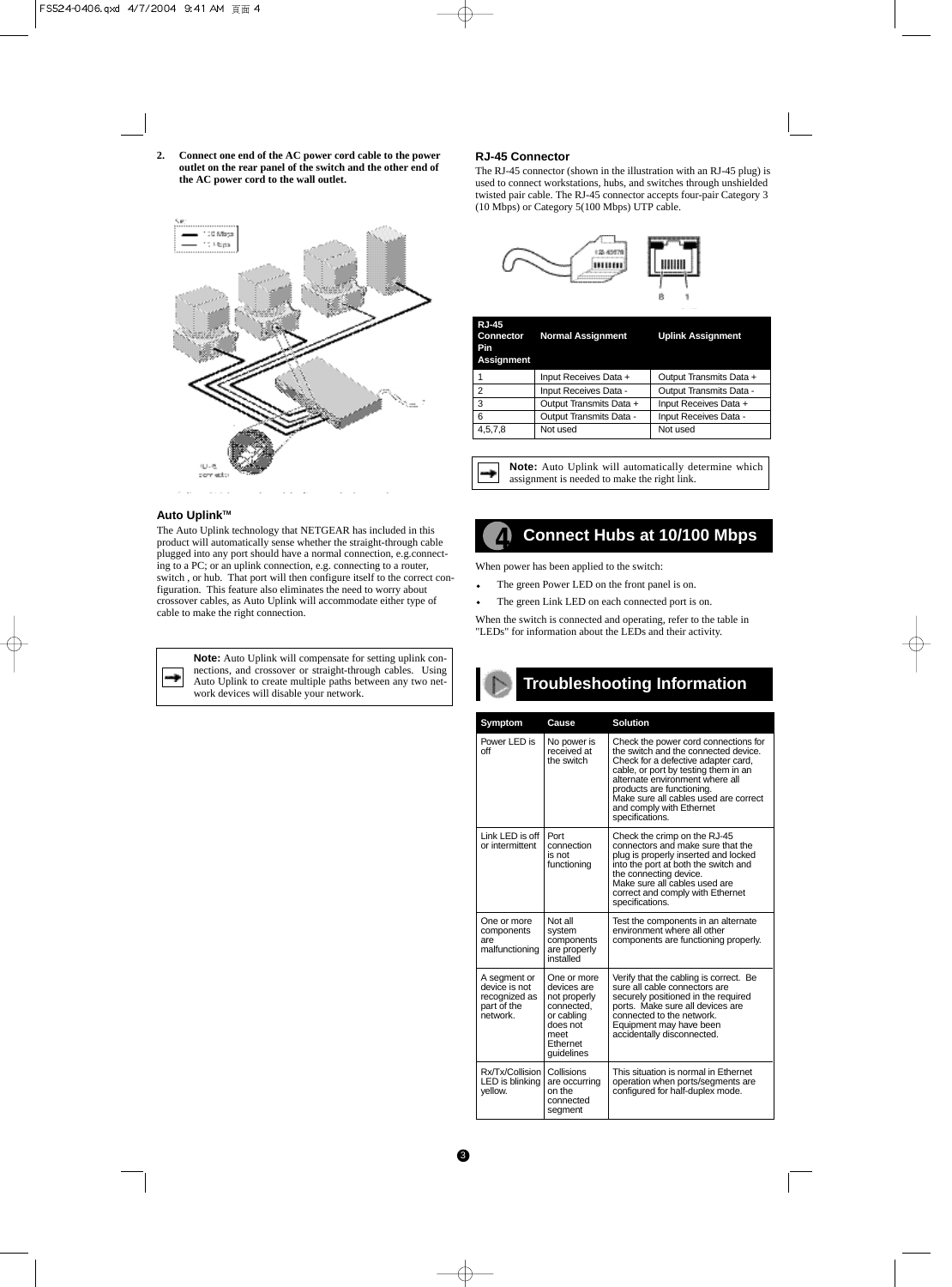2. **Connect one end of the AC power cord cable to the power outlet on the rear panel of the switch and the other end of the AC power cord to the wall outlet.**

### Auto Uplink™

The Auto Uplink technology that NETGEAR has included in this product will automatically sense whether the straight-through cable plugged into any port should have a normal connection, e.g.connecting to a PC; or an uplink connection, e.g. connecting to a router, switch , or hub. That port will then configure itself to the correct configuration. This feature also eliminates the need to worry about crossover cables, as Auto Uplink will accommodate either type of cable to make the right connection.

> **Note:** Auto Uplink will compensate for setting uplink connections, and crossover or straight-through cables. Using Auto Uplink to create multiple paths between any two network devices will disable your network.

### RJ-45 Connector

The RJ-45 connector (shown in the illustration with an RJ-45 plug) is used to connect workstations, hubs, and switches through unshielded twisted pair cable. The RJ-45 connector accepts four-pair Category 3 (10 Mbps) or Category 5(100 Mbps) UTP cable.

| RJ-45 Connector Pin Assignment | Normal Assignment | Uplink Assignment |
|---|---|---|
| 1 | Input Receives Data + | Output Transmits Data + |
| 2 | Input Receives Data - | Output Transmits Data - |
| 3 | Output Transmits Data + | Input Receives Data + |
| 6 | Output Transmits Data - | Input Receives Data - |
| 4,5,7,8 | Not used | Not used |

> **Note:** Auto Uplink will automatically determine which assignment is needed to make the right link.

## 4 Connect Hubs at 10/100 Mbps

When power has been applied to the switch:

- The green Power LED on the front panel is on.
- The green Link LED on each connected port is on.

When the switch is connected and operating, refer to the table in "LEDs" for information about the LEDs and their activity.

## Troubleshooting Information

| Symptom | Cause | Solution |
|---|---|---|
| Power LED is off | No power is received at the switch | Check the power cord connections for the switch and the connected device. Check for a defective adapter card, cable, or port by testing them in an alternate environment where all products are functioning. Make sure all cables used are correct and comply with Ethernet specifications. |
| Link LED is off or intermittent | Port connection is not functioning | Check the crimp on the RJ-45 connectors and make sure that the plug is properly inserted and locked into the port at both the switch and the connecting device. Make sure all cables used are correct and comply with Ethernet specifications. |
| One or more components are malfunctioning | Not all system components are properly installed | Test the components in an alternate environment where all other components are functioning properly. |
| A segment or device is not recognized as part of the network. | One or more devices are not properly connected, or cabling does not meet Ethernet guidelines | Verify that the cabling is correct. Be sure all cable connectors are securely positioned in the required ports. Make sure all devices are connected to the network. Equipment may have been accidentally disconnected. |
| Rx/Tx/Collision LED is blinking yellow. | Collisions are occurring on the connected segment | This situation is normal in Ethernet operation when ports/segments are configured for half-duplex mode. |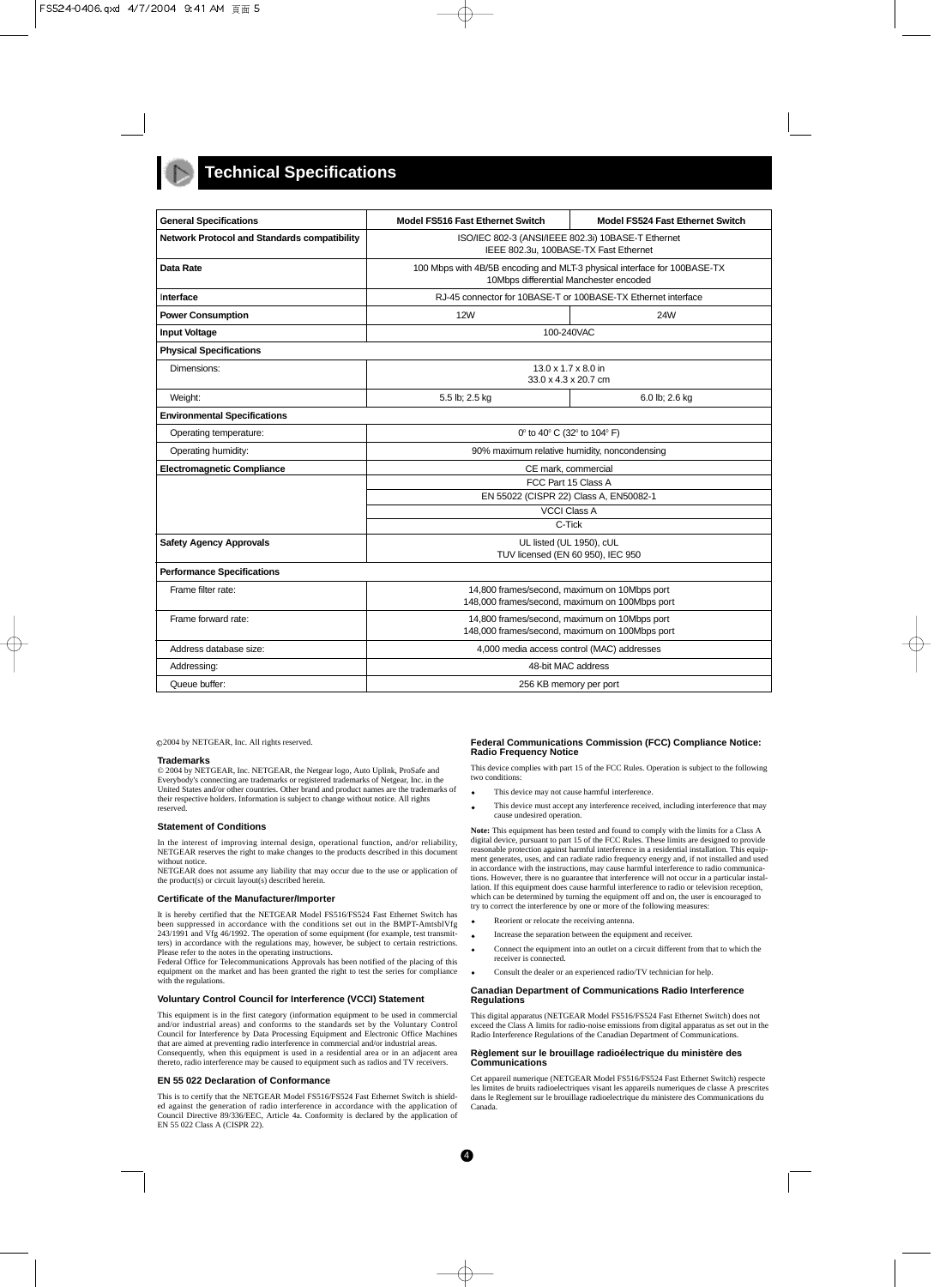# Technical Specifications

| General Specifications | Model FS516 Fast Ethernet Switch | Model FS524 Fast Ethernet Switch |
|---|---|---|
| Network Protocol and Standards compatibility | ISO/IEC 802-3 (ANSI/IEEE 802.3i) 10BASE-T Ethernet IEEE 802.3u, 100BASE-TX Fast Ethernet | |
| Data Rate | 100 Mbps with 4B/5B encoding and MLT-3 physical interface for 100BASE-TX 10Mbps differential Manchester encoded | |
| Interface | RJ-45 connector for 10BASE-T or 100BASE-TX Ethernet interface | |
| Power Consumption | 12W | 24W |
| Input Voltage | 100-240VAC | |
| **Physical Specifications** | | |
| Dimensions: | 13.0 x 1.7 x 8.0 in 33.0 x 4.3 x 20.7 cm | |
| Weight: | 5.5 lb; 2.5 kg | 6.0 lb; 2.6 kg |
| **Environmental Specifications** | | |
| Operating temperature: | 0° to 40° C (32° to 104° F) | |
| Operating humidity: | 90% maximum relative humidity, noncondensing | |
| Electromagnetic Compliance | CE mark, commercial | |
| | FCC Part 15 Class A | |
| | EN 55022 (CISPR 22) Class A, EN50082-1 | |
| | VCCI Class A | |
| | C-Tick | |
| Safety Agency Approvals | UL listed (UL 1950), cUL TUV licensed (EN 60 950), IEC 950 | |
| **Performance Specifications** | | |
| Frame filter rate: | 14,800 frames/second, maximum on 10Mbps port 148,000 frames/second, maximum on 100Mbps port | |
| Frame forward rate: | 14,800 frames/second, maximum on 10Mbps port 148,000 frames/second, maximum on 100Mbps port | |
| Address database size: | 4,000 media access control (MAC) addresses | |
| Addressing: | 48-bit MAC address | |
| Queue buffer: | 256 KB memory per port | |

©2004 by NETGEAR, Inc. All rights reserved.

### Trademarks

© 2004 by NETGEAR, Inc. NETGEAR, the Netgear logo, Auto Uplink, ProSafe and Everybody's connecting are trademarks or registered trademarks of Netgear, Inc. in the United States and/or other countries. Other brand and product names are the trademarks of their respective holders. Information is subject to change without notice. All rights reserved.

### Statement of Conditions

In the interest of improving internal design, operational function, and/or reliability, NETGEAR reserves the right to make changes to the products described in this document without notice.

NETGEAR does not assume any liability that may occur due to the use or application of the product(s) or circuit layout(s) described herein.

### Certificate of the Manufacturer/Importer

It is hereby certified that the NETGEAR Model FS516/FS524 Fast Ethernet Switch has been suppressed in accordance with the conditions set out in the BMPT-AmtsblVfg 243/1991 and Vfg 46/1992. The operation of some equipment (for example, test transmitters) in accordance with the regulations may, however, be subject to certain restrictions. Please refer to the notes in the operating instructions.

Federal Office for Telecommunications Approvals has been notified of the placing of this equipment on the market and has been granted the right to test the series for compliance with the regulations.

### Voluntary Control Council for Interference (VCCI) Statement

This equipment is in the first category (information equipment to be used in commercial and/or industrial areas) and conforms to the standards set by the Voluntary Control Council for Interference by Data Processing Equipment and Electronic Office Machines that are aimed at preventing radio interference in commercial and/or industrial areas.

Consequently, when this equipment is used in a residential area or in an adjacent area thereto, radio interference may be caused to equipment such as radios and TV receivers.

### EN 55 022 Declaration of Conformance

This is to certify that the NETGEAR Model FS516/FS524 Fast Ethernet Switch is shielded against the generation of radio interference in accordance with the application of Council Directive 89/336/EEC, Article 4a. Conformity is declared by the application of EN 55 022 Class A (CISPR 22).

### Federal Communications Commission (FCC) Compliance Notice: Radio Frequency Notice

This device complies with part 15 of the FCC Rules. Operation is subject to the following two conditions:

- This device may not cause harmful interference.
- This device must accept any interference received, including interference that may cause undesired operation.

**Note:** This equipment has been tested and found to comply with the limits for a Class A digital device, pursuant to part 15 of the FCC Rules. These limits are designed to provide reasonable protection against harmful interference in a residential installation. This equipment generates, uses, and can radiate radio frequency energy and, if not installed and used in accordance with the instructions, may cause harmful interference to radio communications. However, there is no guarantee that interference will not occur in a particular installation. If this equipment does cause harmful interference to radio or television reception, which can be determined by turning the equipment off and on, the user is encouraged to try to correct the interference by one or more of the following measures:

- Reorient or relocate the receiving antenna.
- Increase the separation between the equipment and receiver.
- Connect the equipment into an outlet on a circuit different from that to which the receiver is connected.
- Consult the dealer or an experienced radio/TV technician for help.

### Canadian Department of Communications Radio Interference Regulations

This digital apparatus (NETGEAR Model FS516/FS524 Fast Ethernet Switch) does not exceed the Class A limits for radio-noise emissions from digital apparatus as set out in the Radio Interference Regulations of the Canadian Department of Communications.

### Règlement sur le brouillage radioélectrique du ministère des Communications

Cet appareil numerique (NETGEAR Model FS516/FS524 Fast Ethernet Switch) respecte les limites de bruits radioelectriques visant les appareils numeriques de classe A prescrites dans le Reglement sur le brouillage radioelectrique du ministere des Communications du Canada.